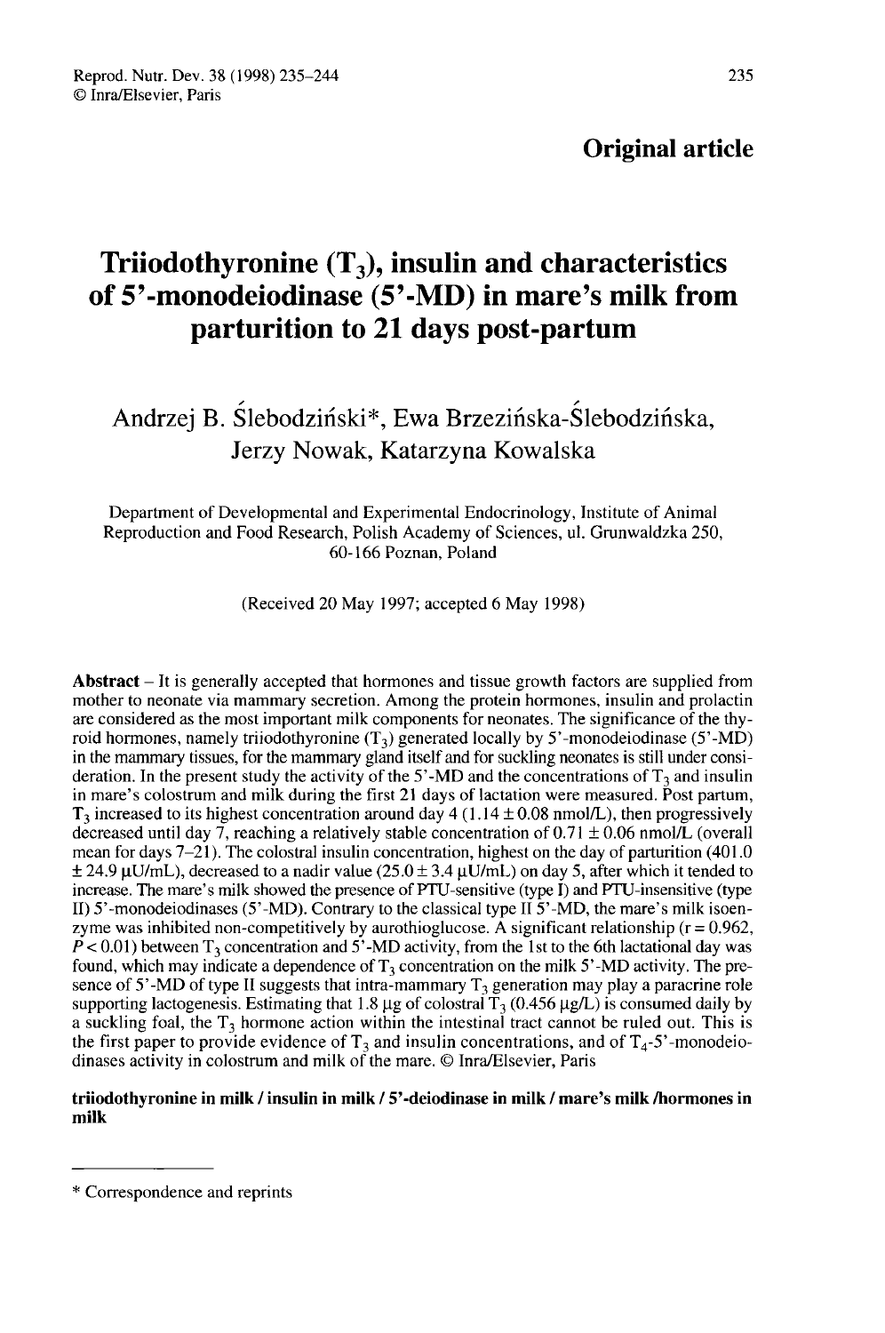**Original article**

# Triiodothyronine ($T_3$), insulin and characteristics of 5'-monodeiodinase (5'-MD) in mare's milk from parturition to 21 days post-partum

Andrzej B. Ślebodziński*, Ewa Brzezińska-Ślebodzińska, Jerzy Nowak, Katarzyna Kowalska

Department of Developmental and Experimental Endocrinology, Institute of Animal Reproduction and Food Research, Polish Academy of Sciences, ul. Grunwaldzka 250, 60-166 Poznan, Poland

(Received 20 May 1997; accepted 6 May 1998)

**Abstract** – It is generally accepted that hormones and tissue growth factors are supplied from mother to neonate via mammary secretion. Among the protein hormones, insulin and prolactin are considered as the most important milk components for neonates. The significance of the thyroid hormones, namely triiodothyronine ($T_3$) generated locally by 5'-monodeiodinase (5'-MD) in the mammary tissues, for the mammary gland itself and for suckling neonates is still under consideration. In the present study the activity of the 5'-MD and the concentrations of $T_3$ and insulin in mare's colostrum and milk during the first 21 days of lactation were measured. Post partum, $T_3$ increased to its highest concentration around day 4 (1.14 ± 0.08 nmol/L), then progressively decreased until day 7, reaching a relatively stable concentration of 0.71 ± 0.06 nmol/L (overall mean for days 7–21). The colostral insulin concentration, highest on the day of parturition (401.0 ± 24.9 μU/mL), decreased to a nadir value (25.0 ± 3.4 μU/mL) on day 5, after which it tended to increase. The mare's milk showed the presence of PTU-sensitive (type I) and PTU-insensitive (type II) 5'-monodeiodinases (5'-MD). Contrary to the classical type II 5'-MD, the mare's milk isoenzyme was inhibited non-competitively by aurothioglucose. A significant relationship ($r = 0.962$, $P < 0.01$) between $T_3$ concentration and 5'-MD activity, from the 1st to the 6th lactational day was found, which may indicate a dependence of $T_3$ concentration on the milk 5'-MD activity. The presence of 5'-MD of type II suggests that intra-mammary $T_3$ generation may play a paracrine role supporting lactogenesis. Estimating that 1.8 μg of colostral $T_3$ (0.456 μg/L) is consumed daily by a suckling foal, the $T_3$ hormone action within the intestinal tract cannot be ruled out. This is the first paper to provide evidence of $T_3$ and insulin concentrations, and of $T_4$-5'-monodeiodinases activity in colostrum and milk of the mare. © Inra/Elsevier, Paris

**triiodothyronine in milk / insulin in milk / 5'-deiodinase in milk / mare's milk /hormones in milk**

---

\* Correspondence and reprints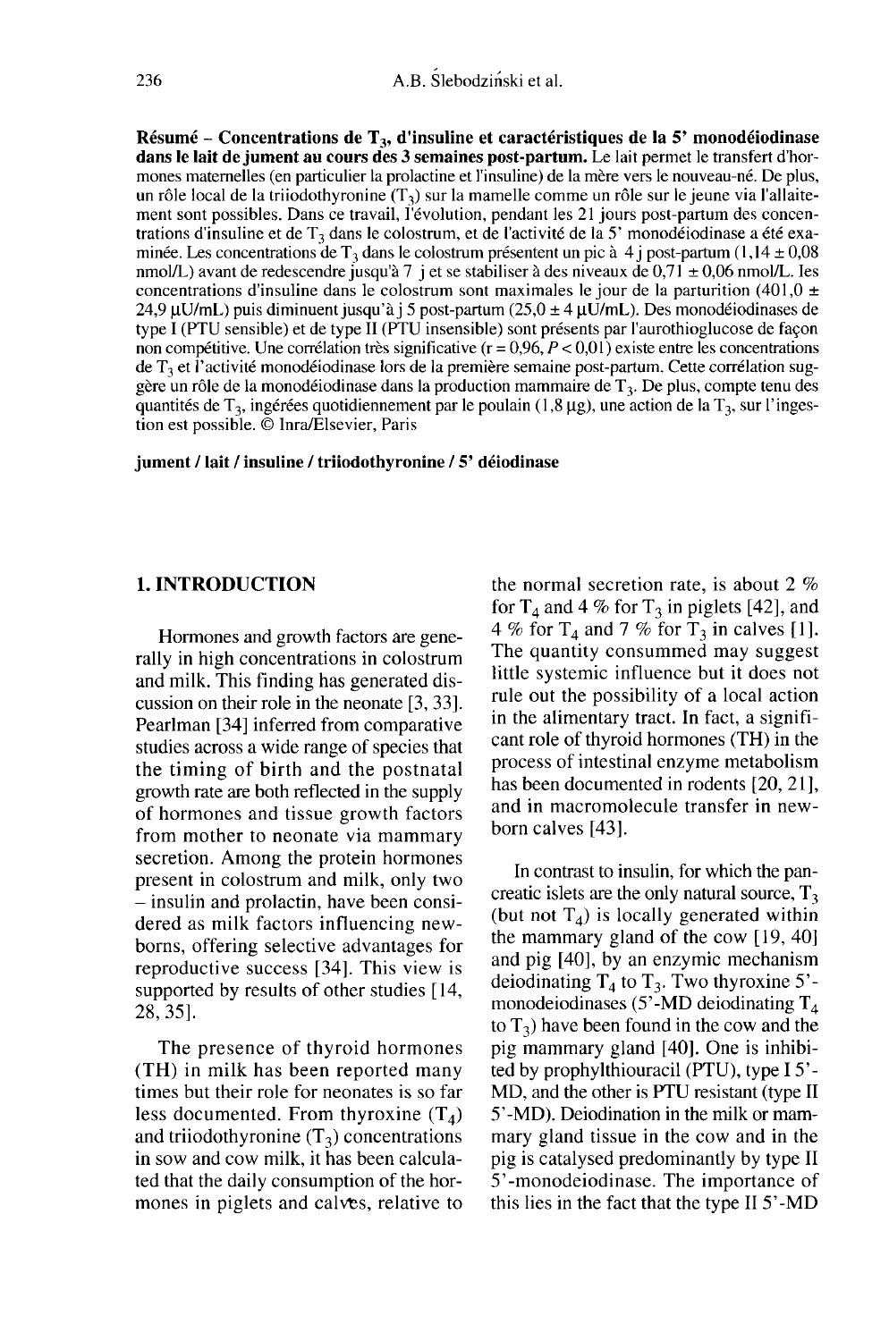**Résumé – Concentrations de $T_3$, d'insuline et caractéristiques de la 5' monodéiodinase dans le lait de jument au cours des 3 semaines post-partum.** Le lait permet le transfert d'hormones maternelles (en particulier la prolactine et l'insuline) de la mère vers le nouveau-né. De plus, un rôle local de la triiodothyronine ($T_3$) sur la mamelle comme un rôle sur le jeune via l'allaitement sont possibles. Dans ce travail, l'évolution, pendant les 21 jours post-partum des concentrations d'insuline et de $T_3$ dans le colostrum, et de l'activité de la 5' monodéiodinase a été examinée. Les concentrations de $T_3$ dans le colostrum présentent un pic à 4 j post-partum (1,14 ± 0,08 nmol/L) avant de redescendre jusqu'à 7 j et se stabiliser à des niveaux de 0,71 ± 0,06 nmol/L. les concentrations d'insuline dans le colostrum sont maximales le jour de la parturition (401,0 ± 24,9 μU/mL) puis diminuent jusqu'à j 5 post-partum (25,0 ± 4 μU/mL). Des monodéiodinases de type I (PTU sensible) et de type II (PTU insensible) sont présents par l'aurothioglucose de façon non compétitive. Une corrélation très significative ($r = 0,96$, $P < 0,01$) existe entre les concentrations de $T_3$ et l'activité monodéiodinase lors de la première semaine post-partum. Cette corrélation suggère un rôle de la monodéiodinase dans la production mammaire de $T_3$. De plus, compte tenu des quantités de $T_3$, ingérées quotidiennement par le poulain (1,8 μg), une action de la $T_3$, sur l'ingestion est possible. © Inra/Elsevier, Paris

**jument / lait / insuline / triiodothyronine / 5' déiodinase**

## 1. INTRODUCTION

Hormones and growth factors are generally in high concentrations in colostrum and milk. This finding has generated discussion on their role in the neonate [3, 33]. Pearlman [34] inferred from comparative studies across a wide range of species that the timing of birth and the postnatal growth rate are both reflected in the supply of hormones and tissue growth factors from mother to neonate via mammary secretion. Among the protein hormones present in colostrum and milk, only two – insulin and prolactin, have been considered as milk factors influencing newborns, offering selective advantages for reproductive success [34]. This view is supported by results of other studies [14, 28, 35].

The presence of thyroid hormones (TH) in milk has been reported many times but their role for neonates is so far less documented. From thyroxine ($T_4$) and triiodothyronine ($T_3$) concentrations in sow and cow milk, it has been calculated that the daily consumption of the hormones in piglets and calves, relative to the normal secretion rate, is about 2 % for $T_4$ and 4 % for $T_3$ in piglets [42], and 4 % for $T_4$ and 7 % for $T_3$ in calves [1]. The quantity consummed may suggest little systemic influence but it does not rule out the possibility of a local action in the alimentary tract. In fact, a significant role of thyroid hormones (TH) in the process of intestinal enzyme metabolism has been documented in rodents [20, 21], and in macromolecule transfer in newborn calves [43].

In contrast to insulin, for which the pancreatic islets are the only natural source, $T_3$ (but not $T_4$) is locally generated within the mammary gland of the cow [19, 40] and pig [40], by an enzymic mechanism deiodinating $T_4$ to $T_3$. Two thyroxine 5'-monodeiodinases (5'-MD deiodinating $T_4$ to $T_3$) have been found in the cow and the pig mammary gland [40]. One is inhibited by prophylthiouracil (PTU), type I 5'-MD, and the other is PTU resistant (type II 5'-MD). Deiodination in the milk or mammary gland tissue in the cow and in the pig is catalysed predominantly by type II 5'-monodeiodinase. The importance of this lies in the fact that the type II 5'-MD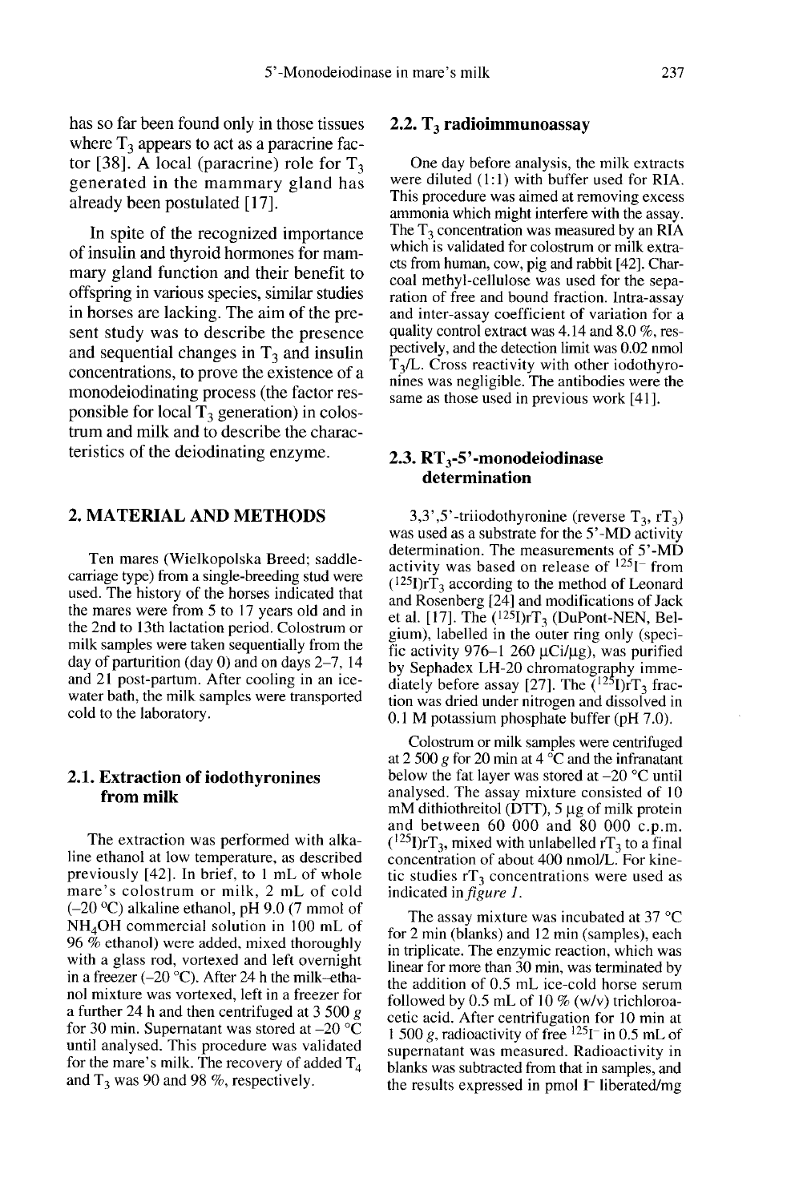has so far been found only in those tissues where $T_3$ appears to act as a paracrine factor [38]. A local (paracrine) role for $T_3$ generated in the mammary gland has already been postulated [17].

In spite of the recognized importance of insulin and thyroid hormones for mammary gland function and their benefit to offspring in various species, similar studies in horses are lacking. The aim of the present study was to describe the presence and sequential changes in $T_3$ and insulin concentrations, to prove the existence of a monodeiodinating process (the factor responsible for local $T_3$ generation) in colostrum and milk and to describe the characteristics of the deiodinating enzyme.

## 2. MATERIAL AND METHODS

Ten mares (Wielkopolska Breed; saddle-carriage type) from a single-breeding stud were used. The history of the horses indicated that the mares were from 5 to 17 years old and in the 2nd to 13th lactation period. Colostrum or milk samples were taken sequentially from the day of parturition (day 0) and on days 2–7, 14 and 21 post-partum. After cooling in an ice-water bath, the milk samples were transported cold to the laboratory.

### 2.1. Extraction of iodothyronines from milk

The extraction was performed with alkaline ethanol at low temperature, as described previously [42]. In brief, to 1 mL of whole mare's colostrum or milk, 2 mL of cold (–20 °C) alkaline ethanol, pH 9.0 (7 mmol of $NH_4OH$ commercial solution in 100 mL of 96 % ethanol) were added, mixed thoroughly with a glass rod, vortexed and left overnight in a freezer (–20 °C). After 24 h the milk–ethanol mixture was vortexed, left in a freezer for a further 24 h and then centrifuged at 3 500 *g* for 30 min. Supernatant was stored at –20 °C until analysed. This procedure was validated for the mare's milk. The recovery of added $T_4$ and $T_3$ was 90 and 98 %, respectively.

### 2.2. $T_3$ radioimmunoassay

One day before analysis, the milk extracts were diluted (1:1) with buffer used for RIA. This procedure was aimed at removing excess ammonia which might interfere with the assay. The $T_3$ concentration was measured by an RIA which is validated for colostrum or milk extracts from human, cow, pig and rabbit [42]. Charcoal methyl-cellulose was used for the separation of free and bound fraction. Intra-assay and inter-assay coefficient of variation for a quality control extract was 4.14 and 8.0 %, respectively, and the detection limit was 0.02 nmol $T_3$/L. Cross reactivity with other iodothyronines was negligible. The antibodies were the same as those used in previous work [41].

### 2.3. $RT_3$-5'-monodeiodinase determination

3,3',5'-triiodothyronine (reverse $T_3$, $rT_3$) was used as a substrate for the 5'-MD activity determination. The measurements of 5'-MD activity was based on release of $^{125}I^-$ from $(^{125}I)rT_3$ according to the method of Leonard and Rosenberg [24] and modifications of Jack et al. [17]. The $(^{125}I)rT_3$ (DuPont-NEN, Belgium), labelled in the outer ring only (specific activity 976–1 260 μCi/μg), was purified by Sephadex LH-20 chromatography immediately before assay [27]. The $(^{125}I)rT_3$ fraction was dried under nitrogen and dissolved in 0.1 M potassium phosphate buffer (pH 7.0).

Colostrum or milk samples were centrifuged at 2 500 *g* for 20 min at 4 °C and the infranatant below the fat layer was stored at –20 °C until analysed. The assay mixture consisted of 10 mM dithiothreitol (DTT), 5 μg of milk protein and between 60 000 and 80 000 c.p.m. $(^{125}I)rT_3$, mixed with unlabelled $rT_3$ to a final concentration of about 400 nmol/L. For kinetic studies $rT_3$ concentrations were used as indicated in *figure 1*.

The assay mixture was incubated at 37 °C for 2 min (blanks) and 12 min (samples), each in triplicate. The enzymic reaction, which was linear for more than 30 min, was terminated by the addition of 0.5 mL ice-cold horse serum followed by 0.5 mL of 10 % (w/v) trichloroacetic acid. After centrifugation for 10 min at 1 500 *g*, radioactivity of free $^{125}I^-$ in 0.5 mL of supernatant was measured. Radioactivity in blanks was subtracted from that in samples, and the results expressed in pmol $I^-$ liberated/mg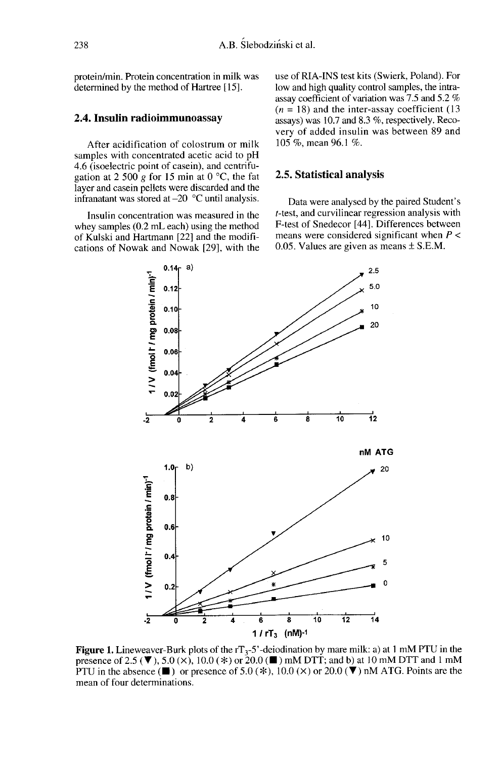protein/min. Protein concentration in milk was determined by the method of Hartree [15].

## 2.4. Insulin radioimmunoassay

After acidification of colostrum or milk samples with concentrated acetic acid to pH 4.6 (isoelectric point of casein), and centrifugation at 2 500 *g* for 15 min at 0 °C, the fat layer and casein pellets were discarded and the infranatant was stored at –20 °C until analysis.

Insulin concentration was measured in the whey samples (0.2 mL each) using the method of Kulski and Hartmann [22] and the modifications of Nowak and Nowak [29], with the use of RIA-INS test kits (Swierk, Poland). For low and high quality control samples, the intra-assay coefficient of variation was 7.5 and 5.2 % ($n$ = 18) and the inter-assay coefficient (13 assays) was 10.7 and 8.3 %, respectively. Recovery of added insulin was between 89 and 105 %, mean 96.1 %.

## 2.5. Statistical analysis

Data were analysed by the paired Student's *t*-test, and curvilinear regression analysis with F-test of Snedecor [44]. Differences between means were considered significant when $P < 0.05$. Values are given as means ± S.E.M.

**Figure 1.** Lineweaver-Burk plots of the $rT_3$-5'-deiodination by mare milk: a) at 1 mM PTU in the presence of 2.5 (▼), 5.0 (×), 10.0 (*) or 20.0 (■) mM DTT; and b) at 10 mM DTT and 1 mM PTU in the absence (■) or presence of 5.0 (*), 10.0 (×) or 20.0 (▼) nM ATG. Points are the mean of four determinations.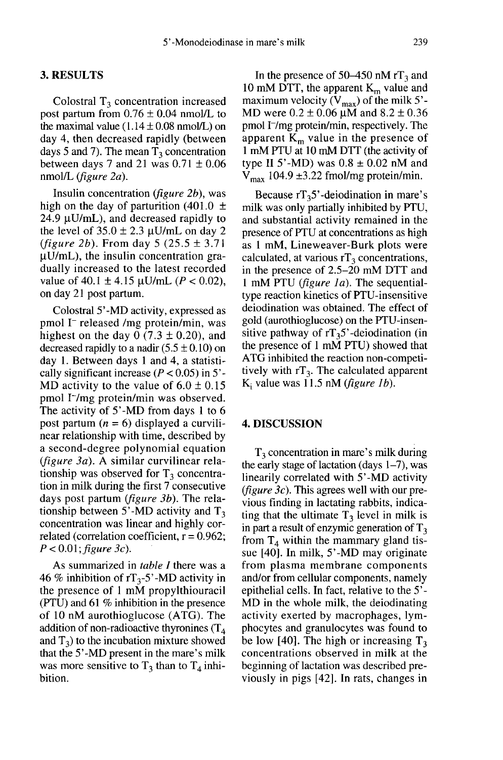## 3. RESULTS

Colostral $T_3$ concentration increased post partum from $0.76 \pm 0.04$ nmol/L to the maximal value ($1.14 \pm 0.08$ nmol/L) on day 4, then decreased rapidly (between days 5 and 7). The mean $T_3$ concentration between days 7 and 21 was $0.71 \pm 0.06$ nmol/L (*figure 2a*).

Insulin concentration (*figure 2b*), was high on the day of parturition ($401.0 \pm 24.9$ μU/mL), and decreased rapidly to the level of $35.0 \pm 2.3$ μU/mL on day 2 (*figure 2b*). From day 5 ($25.5 \pm 3.71$ μU/mL), the insulin concentration gradually increased to the latest recorded value of $40.1 \pm 4.15$ μU/mL ($P < 0.02$), on day 21 post partum.

Colostral 5'-MD activity, expressed as pmol $I^-$ released /mg protein/min, was highest on the day 0 ($7.3 \pm 0.20$), and decreased rapidly to a nadir ($5.5 \pm 0.10$) on day 1. Between days 1 and 4, a statistically significant increase ($P < 0.05$) in 5'-MD activity to the value of $6.0 \pm 0.15$ pmol $I^-$/mg protein/min was observed. The activity of 5'-MD from days 1 to 6 post partum ($n = 6$) displayed a curvilinear relationship with time, described by a second-degree polynomial equation (*figure 3a*). A similar curvilinear relationship was observed for $T_3$ concentration in milk during the first 7 consecutive days post partum (*figure 3b*). The relationship between 5'-MD activity and $T_3$ concentration was linear and highly correlated (correlation coefficient, $r = 0.962$; $P < 0.01$; *figure 3c*).

As summarized in *table I* there was a 46 % inhibition of $rT_3$-5'-MD activity in the presence of 1 mM propylthiouracil (PTU) and 61 % inhibition in the presence of 10 nM aurothioglucose (ATG). The addition of non-radioactive thyronines ($T_4$ and $T_3$) to the incubation mixture showed that the 5'-MD present in the mare's milk was more sensitive to $T_3$ than to $T_4$ inhibition.

In the presence of 50–450 nM $rT_3$ and 10 mM DTT, the apparent $K_m$ value and maximum velocity ($V_{max}$) of the milk 5'-MD were $0.2 \pm 0.06$ μM and $8.2 \pm 0.36$ pmol $I^-$/mg protein/min, respectively. The apparent $K_m$ value in the presence of 1 mM PTU at 10 mM DTT (the activity of type II 5'-MD) was $0.8 \pm 0.02$ nM and $V_{max}$ $104.9 \pm 3.22$ fmol/mg protein/min.

Because $rT_3$5'-deiodination in mare's milk was only partially inhibited by PTU, and substantial activity remained in the presence of PTU at concentrations as high as 1 mM, Lineweaver-Burk plots were calculated, at various $rT_3$ concentrations, in the presence of 2.5–20 mM DTT and 1 mM PTU (*figure 1a*). The sequential-type reaction kinetics of PTU-insensitive deiodination was obtained. The effect of gold (aurothioglucose) on the PTU-insensitive pathway of $rT_3$5'-deiodination (in the presence of 1 mM PTU) showed that ATG inhibited the reaction non-competitively with $rT_3$. The calculated apparent $K_i$ value was 11.5 nM (*figure 1b*).

## 4. DISCUSSION

$T_3$ concentration in mare's milk during the early stage of lactation (days 1–7), was linearly correlated with 5'-MD activity (*figure 3c*). This agrees well with our previous finding in lactating rabbits, indicating that the ultimate $T_3$ level in milk is in part a result of enzymic generation of $T_3$ from $T_4$ within the mammary gland tissue [40]. In milk, 5'-MD may originate from plasma membrane components and/or from cellular components, namely epithelial cells. In fact, relative to the 5'-MD in the whole milk, the deiodinating activity exerted by macrophages, lymphocytes and granulocytes was found to be low [40]. The high or increasing $T_3$ concentrations observed in milk at the beginning of lactation was described previously in pigs [42]. In rats, changes in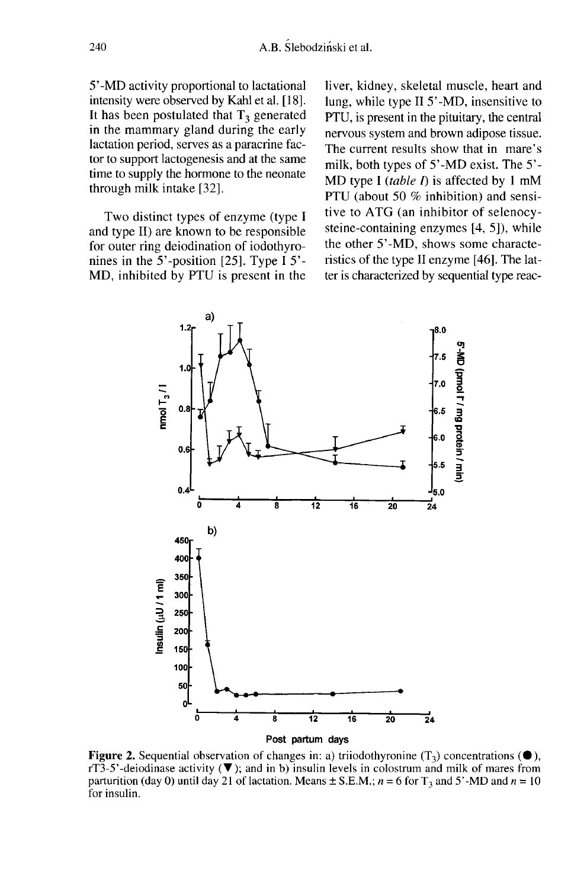5'-MD activity proportional to lactational intensity were observed by Kahl et al. [18]. It has been postulated that $T_3$ generated in the mammary gland during the early lactation period, serves as a paracrine factor to support lactogenesis and at the same time to supply the hormone to the neonate through milk intake [32].

Two distinct types of enzyme (type I and type II) are known to be responsible for outer ring deiodination of iodothyronines in the 5'-position [25]. Type I 5'-MD, inhibited by PTU is present in the liver, kidney, skeletal muscle, heart and lung, while type II 5'-MD, insensitive to PTU, is present in the pituitary, the central nervous system and brown adipose tissue. The current results show that in mare's milk, both types of 5'-MD exist. The 5'-MD type I (*table I*) is affected by 1 mM PTU (about 50 % inhibition) and sensitive to ATG (an inhibitor of selenocysteine-containing enzymes [4, 5]), while the other 5'-MD, shows some characteristics of the type II enzyme [46]. The latter is characterized by sequential type reac-

**Figure 2.** Sequential observation of changes in: a) triiodothyronine ($T_3$) concentrations (●), rT3-5'-deiodinase activity (▼); and in b) insulin levels in colostrum and milk of mares from parturition (day 0) until day 21 of lactation. Means ± S.E.M.; $n = 6$ for $T_3$ and 5'-MD and $n = 10$ for insulin.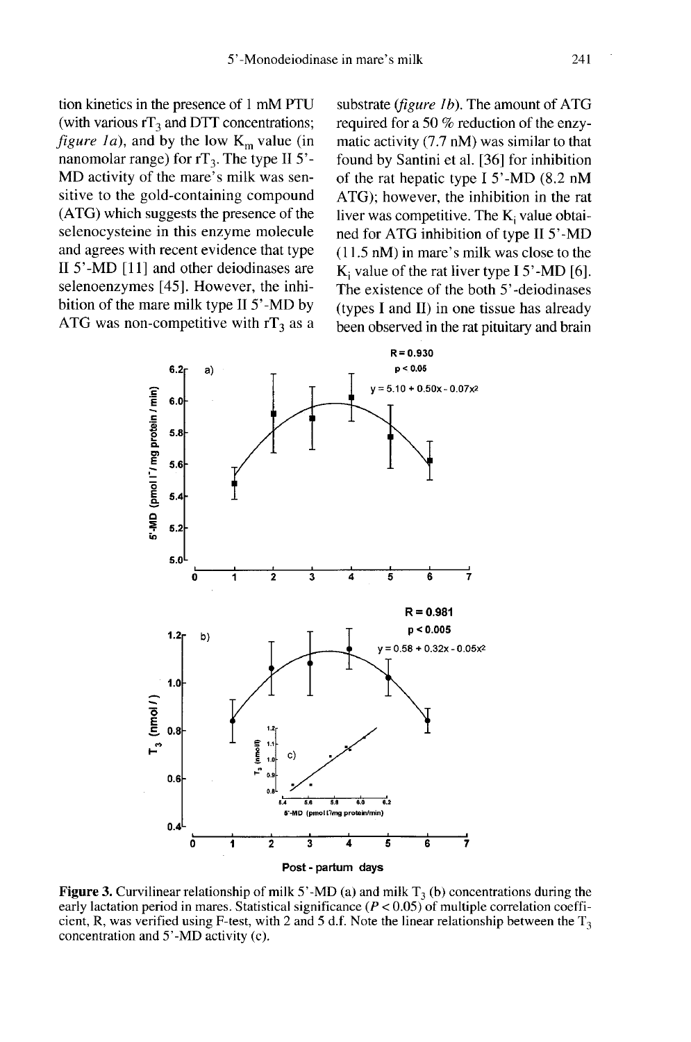tion kinetics in the presence of 1 mM PTU (with various $rT_3$ and DTT concentrations; *figure 1a*), and by the low $K_m$ value (in nanomolar range) for $rT_3$. The type II 5'-MD activity of the mare's milk was sensitive to the gold-containing compound (ATG) which suggests the presence of the selenocysteine in this enzyme molecule and agrees with recent evidence that type II 5'-MD [11] and other deiodinases are selenoenzymes [45]. However, the inhibition of the mare milk type II 5'-MD by ATG was non-competitive with $rT_3$ as a substrate (*figure 1b*). The amount of ATG required for a 50 % reduction of the enzymatic activity (7.7 nM) was similar to that found by Santini et al. [36] for inhibition of the rat hepatic type I 5'-MD (8.2 nM ATG); however, the inhibition in the rat liver was competitive. The $K_i$ value obtained for ATG inhibition of type II 5'-MD (11.5 nM) in mare's milk was close to the $K_i$ value of the rat liver type I 5'-MD [6]. The existence of the both 5'-deiodinases (types I and II) in one tissue has already been observed in the rat pituitary and brain

**Figure 3.** Curvilinear relationship of milk 5'-MD (a) and milk $T_3$ (b) concentrations during the early lactation period in mares. Statistical significance ($P < 0.05$) of multiple correlation coefficient, R, was verified using F-test, with 2 and 5 d.f. Note the linear relationship between the $T_3$ concentration and 5'-MD activity (c).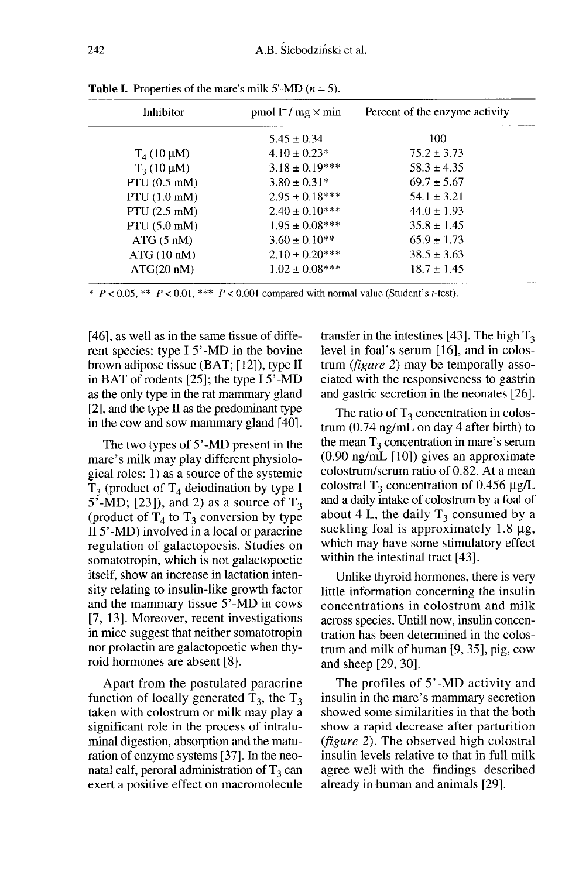**Table I.** Properties of the mare's milk 5'-MD ($n = 5$).

| Inhibitor | pmol $I^-$ / mg × min | Percent of the enzyme activity |
|---|---|---|
| – | 5.45 ± 0.34 | 100 |
| $T_4$ (10 μM) | 4.10 ± 0.23* | 75.2 ± 3.73 |
| $T_3$ (10 μM) | 3.18 ± 0.19*** | 58.3 ± 4.35 |
| PTU (0.5 mM) | 3.80 ± 0.31* | 69.7 ± 5.67 |
| PTU (1.0 mM) | 2.95 ± 0.18*** | 54.1 ± 3.21 |
| PTU (2.5 mM) | 2.40 ± 0.10*** | 44.0 ± 1.93 |
| PTU (5.0 mM) | 1.95 ± 0.08*** | 35.8 ± 1.45 |
| ATG (5 nM) | 3.60 ± 0.10** | 65.9 ± 1.73 |
| ATG (10 nM) | 2.10 ± 0.20*** | 38.5 ± 3.63 |
| ATG(20 nM) | 1.02 ± 0.08*** | 18.7 ± 1.45 |

* $P < 0.05$, ** $P < 0.01$, *** $P < 0.001$ compared with normal value (Student's $t$-test).

[46], as well as in the same tissue of different species: type I 5'-MD in the bovine brown adipose tissue (BAT; [12]), type II in BAT of rodents [25]; the type I 5'-MD as the only type in the rat mammary gland [2], and the type II as the predominant type in the cow and sow mammary gland [40].

The two types of 5'-MD present in the mare's milk may play different physiological roles: 1) as a source of the systemic $T_3$ (product of $T_4$ deiodination by type I 5'-MD; [23]), and 2) as a source of $T_3$ (product of $T_4$ to $T_3$ conversion by type II 5'-MD) involved in a local or paracrine regulation of galactopoesis. Studies on somatotropin, which is not galactopoetic itself, show an increase in lactation intensity relating to insulin-like growth factor and the mammary tissue 5'-MD in cows [7, 13]. Moreover, recent investigations in mice suggest that neither somatotropin nor prolactin are galactopoetic when thyroid hormones are absent [8].

Apart from the postulated paracrine function of locally generated $T_3$, the $T_3$ taken with colostrum or milk may play a significant role in the process of intraluminal digestion, absorption and the maturation of enzyme systems [37]. In the neonatal calf, peroral administration of $T_3$ can exert a positive effect on macromolecule transfer in the intestines [43]. The high $T_3$ level in foal's serum [16], and in colostrum (*figure 2*) may be temporally associated with the responsiveness to gastrin and gastric secretion in the neonates [26].

The ratio of $T_3$ concentration in colostrum (0.74 ng/mL on day 4 after birth) to the mean $T_3$ concentration in mare's serum (0.90 ng/mL [10]) gives an approximate colostrum/serum ratio of 0.82. At a mean colostral $T_3$ concentration of 0.456 μg/L and a daily intake of colostrum by a foal of about 4 L, the daily $T_3$ consumed by a suckling foal is approximately 1.8 μg, which may have some stimulatory effect within the intestinal tract [43].

Unlike thyroid hormones, there is very little information concerning the insulin concentrations in colostrum and milk across species. Untill now, insulin concentration has been determined in the colostrum and milk of human [9, 35], pig, cow and sheep [29, 30].

The profiles of 5'-MD activity and insulin in the mare's mammary secretion showed some similarities in that the both show a rapid decrease after parturition (*figure 2*). The observed high colostral insulin levels relative to that in full milk agree well with the findings described already in human and animals [29].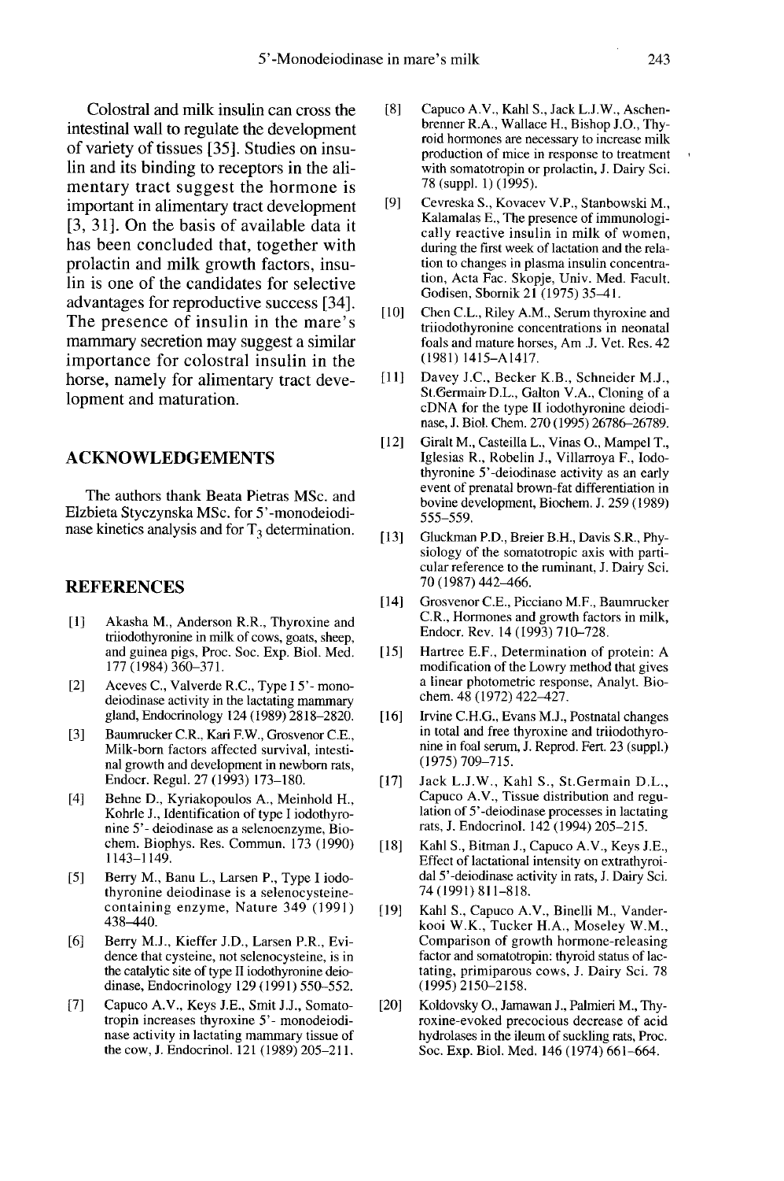Colostral and milk insulin can cross the intestinal wall to regulate the development of variety of tissues [35]. Studies on insulin and its binding to receptors in the alimentary tract suggest the hormone is important in alimentary tract development [3, 31]. On the basis of available data it has been concluded that, together with prolactin and milk growth factors, insulin is one of the candidates for selective advantages for reproductive success [34]. The presence of insulin in the mare's mammary secretion may suggest a similar importance for colostral insulin in the horse, namely for alimentary tract development and maturation.

## ACKNOWLEDGEMENTS

The authors thank Beata Pietras MSc. and Elzbieta Styczynska MSc. for 5'-monodeiodinase kinetics analysis and for $T_3$ determination.

## REFERENCES

[1] Akasha M., Anderson R.R., Thyroxine and triiodothyronine in milk of cows, goats, sheep, and guinea pigs, Proc. Soc. Exp. Biol. Med. 177 (1984) 360–371.

[2] Aceves C., Valverde R.C., Type I 5'- monodeiodinase activity in the lactating mammary gland, Endocrinology 124 (1989) 2818–2820.

[3] Baumrucker C.R., Kari F.W., Grosvenor C.E., Milk-born factors affected survival, intestinal growth and development in newborn rats, Endocr. Regul. 27 (1993) 173–180.

[4] Behne D., Kyriakopoulos A., Meinhold H., Kohrle J., Identification of type I iodothyronine 5'- deiodinase as a selenoenzyme, Biochem. Biophys. Res. Commun. 173 (1990) 1143–1149.

[5] Berry M., Banu L., Larsen P., Type I iodothyronine deiodinase is a selenocysteine-containing enzyme, Nature 349 (1991) 438–440.

[6] Berry M.J., Kieffer J.D., Larsen P.R., Evidence that cysteine, not selenocysteine, is in the catalytic site of type II iodothyronine deiodinase, Endocrinology 129 (1991) 550–552.

[7] Capuco A.V., Keys J.E., Smit J.J., Somatotropin increases thyroxine 5'- monodeiodinase activity in lactating mammary tissue of the cow, J. Endocrinol. 121 (1989) 205–211.

[8] Capuco A.V., Kahl S., Jack L.J.W., Aschenbrenner R.A., Wallace H., Bishop J.O., Thyroid hormones are necessary to increase milk production of mice in response to treatment with somatotropin or prolactin, J. Dairy Sci. 78 (suppl. 1) (1995).

[9] Cevreska S., Kovacev V.P., Stanbowski M., Kalamalas E., The presence of immunologically reactive insulin in milk of women, during the first week of lactation and the relation to changes in plasma insulin concentration, Acta Fac. Skopje, Univ. Med. Facult. Godisen, Sbornik 21 (1975) 35–41.

[10] Chen C.L., Riley A.M., Serum thyroxine and triiodothyronine concentrations in neonatal foals and mature horses, Am .J. Vet. Res. 42 (1981) 1415–A1417.

[11] Davey J.C., Becker K.B., Schneider M.J., St.Germain D.L., Galton V.A., Cloning of a cDNA for the type II iodothyronine deiodinase, J. Biol. Chem. 270 (1995) 26786–26789.

[12] Giralt M., Casteilla L., Vinas O., Mampel T., Iglesias R., Robelin J., Villarroya F., Iodothyronine 5'-deiodinase activity as an early event of prenatal brown-fat differentiation in bovine development, Biochem. J. 259 (1989) 555–559.

[13] Gluckman P.D., Breier B.H., Davis S.R., Physiology of the somatotropic axis with particular reference to the ruminant, J. Dairy Sci. 70 (1987) 442–466.

[14] Grosvenor C.E., Picciano M.F., Baumrucker C.R., Hormones and growth factors in milk, Endocr. Rev. 14 (1993) 710–728.

[15] Hartree E.F., Determination of protein: A modification of the Lowry method that gives a linear photometric response, Analyt. Biochem. 48 (1972) 422–427.

[16] Irvine C.H.G., Evans M.J., Postnatal changes in total and free thyroxine and triiodothyronine in foal serum, J. Reprod. Fert. 23 (suppl.) (1975) 709–715.

[17] Jack L.J.W., Kahl S., St.Germain D.L., Capuco A.V., Tissue distribution and regulation of 5'-deiodinase processes in lactating rats, J. Endocrinol. 142 (1994) 205–215.

[18] Kahl S., Bitman J., Capuco A.V., Keys J.E., Effect of lactational intensity on extrathyroidal 5'-deiodinase activity in rats, J. Dairy Sci. 74 (1991) 811–818.

[19] Kahl S., Capuco A.V., Binelli M., Vanderkooi W.K., Tucker H.A., Moseley W.M., Comparison of growth hormone-releasing factor and somatotropin: thyroid status of lactating, primiparous cows, J. Dairy Sci. 78 (1995) 2150–2158.

[20] Koldovsky O., Jamawan J., Palmieri M., Thyroxine-evoked precocious decrease of acid hydrolases in the ileum of suckling rats, Proc. Soc. Exp. Biol. Med. 146 (1974) 661–664.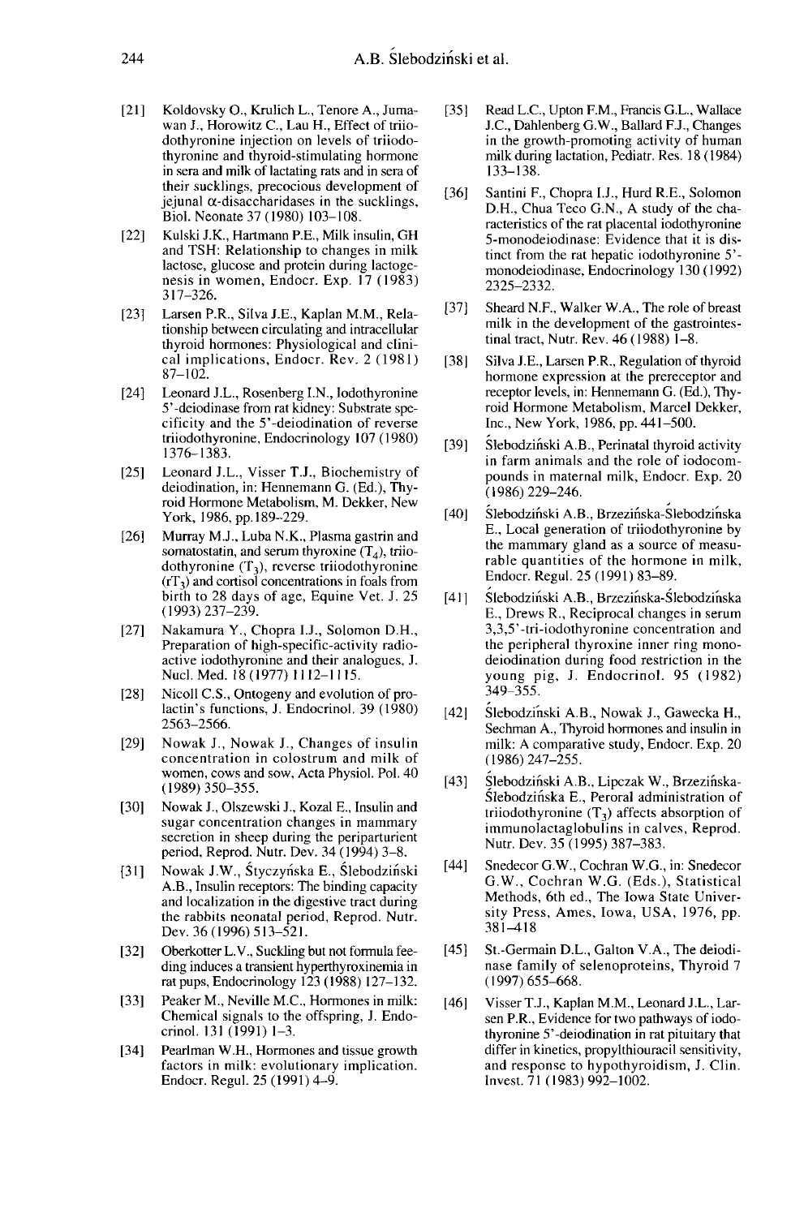[21] Koldovsky O., Krulich L., Tenore A., Jumawan J., Horowitz C., Lau H., Effect of triiodothyronine injection on levels of triiodothyronine and thyroid-stimulating hormone in sera and milk of lactating rats and in sera of their sucklings, precocious development of jejunal α-disaccharidases in the sucklings, Biol. Neonate 37 (1980) 103–108.

[22] Kulski J.K., Hartmann P.E., Milk insulin, GH and TSH: Relationship to changes in milk lactose, glucose and protein during lactogenesis in women, Endocr. Exp. 17 (1983) 317–326.

[23] Larsen P.R., Silva J.E., Kaplan M.M., Relationship between circulating and intracellular thyroid hormones: Physiological and clinical implications, Endocr. Rev. 2 (1981) 87–102.

[24] Leonard J.L., Rosenberg I.N., Iodothyronine 5'-deiodinase from rat kidney: Substrate specificity and the 5'-deiodination of reverse triiodothyronine, Endocrinology 107 (1980) 1376–1383.

[25] Leonard J.L., Visser T.J., Biochemistry of deiodination, in: Hennemann G. (Ed.), Thyroid Hormone Metabolism, M. Dekker, New York, 1986, pp.189–229.

[26] Murray M.J., Luba N.K., Plasma gastrin and somatostatin, and serum thyroxine ($T_4$), triiodothyronine ($T_3$), reverse triiodothyronine ($rT_3$) and cortisol concentrations in foals from birth to 28 days of age, Equine Vet. J. 25 (1993) 237–239.

[27] Nakamura Y., Chopra I.J., Solomon D.H., Preparation of high-specific-activity radioactive iodothyronine and their analogues, J. Nucl. Med. 18 (1977) 1112–1115.

[28] Nicoll C.S., Ontogeny and evolution of prolactin's functions, J. Endocrinol. 39 (1980) 2563–2566.

[29] Nowak J., Nowak J., Changes of insulin concentration in colostrum and milk of women, cows and sow, Acta Physiol. Pol. 40 (1989) 350–355.

[30] Nowak J., Olszewski J., Kozal E., Insulin and sugar concentration changes in mammary secretion in sheep during the periparturient period, Reprod. Nutr. Dev. 34 (1994) 3–8.

[31] Nowak J.W., Ŝtyczyńska E., Ślebodziński A.B., Insulin receptors: The binding capacity and localization in the digestive tract during the rabbits neonatal period, Reprod. Nutr. Dev. 36 (1996) 513–521.

[32] Oberkotter L.V., Suckling but not formula feeding induces a transient hyperthyroxinemia in rat pups, Endocrinology 123 (1988) 127–132.

[33] Peaker M., Neville M.C., Hormones in milk: Chemical signals to the offspring, J. Endocrinol. 131 (1991) 1–3.

[34] Pearlman W.H., Hormones and tissue growth factors in milk: evolutionary implication. Endocr. Regul. 25 (1991) 4–9.

[35] Read L.C., Upton F.M., Francis G.L., Wallace J.C., Dahlenberg G.W., Ballard F.J., Changes in the growth-promoting activity of human milk during lactation, Pediatr. Res. 18 (1984) 133–138.

[36] Santini F., Chopra I.J., Hurd R.E., Solomon D.H., Chua Teco G.N., A study of the characteristics of the rat placental iodothyronine 5-monodeiodinase: Evidence that it is distinct from the rat hepatic iodothyronine 5'-monodeiodinase, Endocrinology 130 (1992) 2325–2332.

[37] Sheard N.F., Walker W.A., The role of breast milk in the development of the gastrointestinal tract, Nutr. Rev. 46 (1988) 1–8.

[38] Silva J.E., Larsen P.R., Regulation of thyroid hormone expression at the prereceptor and receptor levels, in: Hennemann G. (Ed.), Thyroid Hormone Metabolism, Marcel Dekker, Inc., New York, 1986, pp. 441–500.

[39] Ślebodziński A.B., Perinatal thyroid activity in farm animals and the role of iodocompounds in maternal milk, Endocr. Exp. 20 (1986) 229–246.

[40] Ślebodziński A.B., Brzezińska-Ślebodzińska E., Local generation of triiodothyronine by the mammary gland as a source of measurable quantities of the hormone in milk, Endocr. Regul. 25 (1991) 83–89.

[41] Ślebodziński A.B., Brzezińska-Ślebodzińska E., Drews R., Reciprocal changes in serum 3,3,5'-tri-iodothyronine concentration and the peripheral thyroxine inner ring monodeiodination during food restriction in the young pig, J. Endocrinol. 95 (1982) 349–355.

[42] Ślebodziński A.B., Nowak J., Gawecka H., Sechman A., Thyroid hormones and insulin in milk: A comparative study, Endocr. Exp. 20 (1986) 247–255.

[43] Ślebodziński A.B., Lipczak W., Brzezińska-Ślebodzińska E., Peroral administration of triiodothyronine ($T_3$) affects absorption of immunolactaglobulins in calves, Reprod. Nutr. Dev. 35 (1995) 387–383.

[44] Snedecor G.W., Cochran W.G., in: Snedecor G.W., Cochran W.G. (Eds.), Statistical Methods, 6th ed., The Iowa State University Press, Ames, Iowa, USA, 1976, pp. 381–418

[45] St.-Germain D.L., Galton V.A., The deiodinase family of selenoproteins, Thyroid 7 (1997) 655–668.

[46] Visser T.J., Kaplan M.M., Leonard J.L., Larsen P.R., Evidence for two pathways of iodothyronine 5'-deiodination in rat pituitary that differ in kinetics, propylthiouracil sensitivity, and response to hypothyroidism, J. Clin. Invest. 71 (1983) 992–1002.